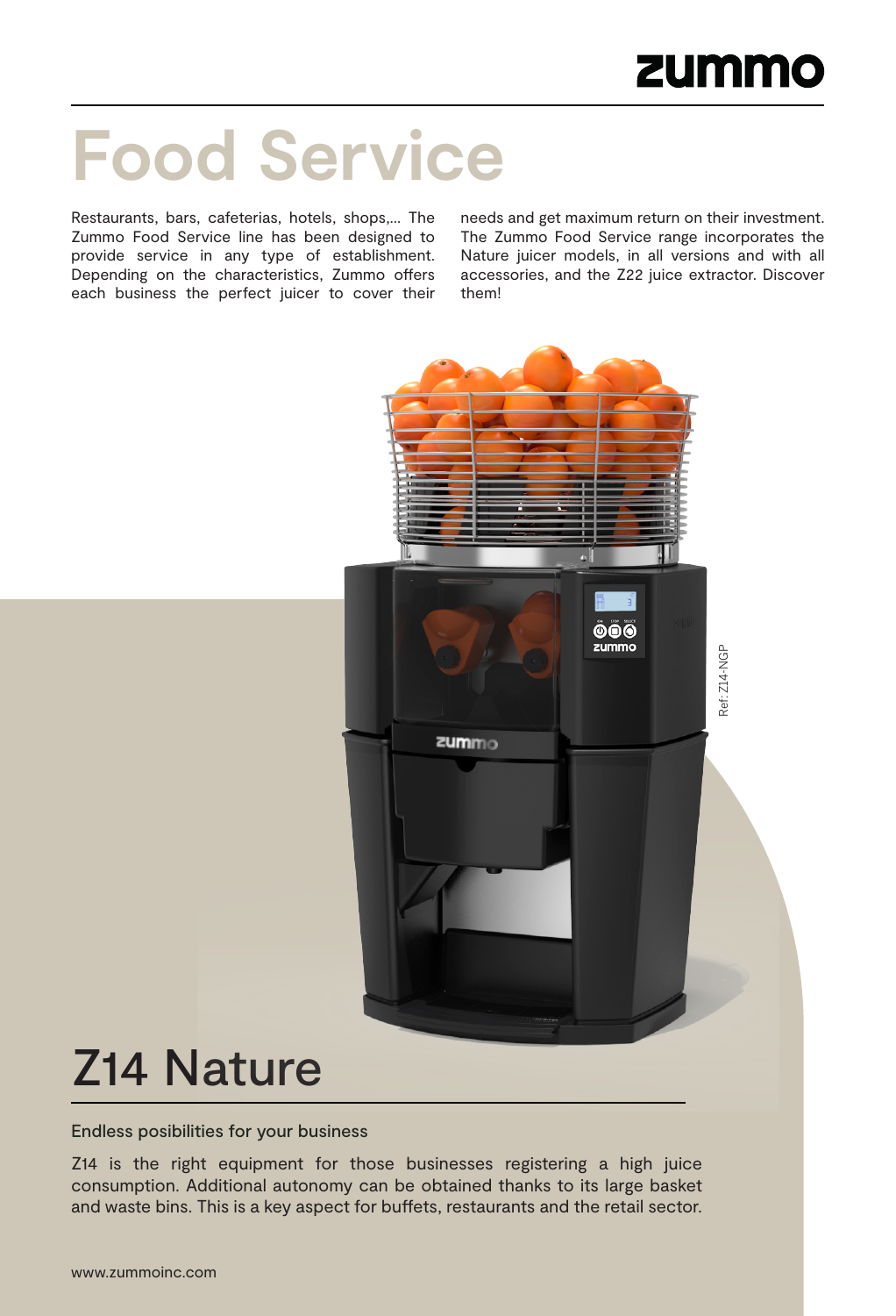# Food Service

Restaurants, bars, cafeterias, hotels, shops,... The Zummo Food Service line has been designed to provide service in any type of establishment. Depending on the characteristics, Zummo offers each business the perfect juicer to cover their needs and get maximum return on their investment. The Zummo Food Service range incorporates the Nature juicer models, in all versions and with all accessories, and the Z22 juice extractor. Discover them!

Ref: Z14-NGP

## Z14 Nature

Endless posibilities for your business

Z14 is the right equipment for those businesses registering a high juice consumption. Additional autonomy can be obtained thanks to its large basket and waste bins. This is a key aspect for buffets, restaurants and the retail sector.

www.zummoinc.com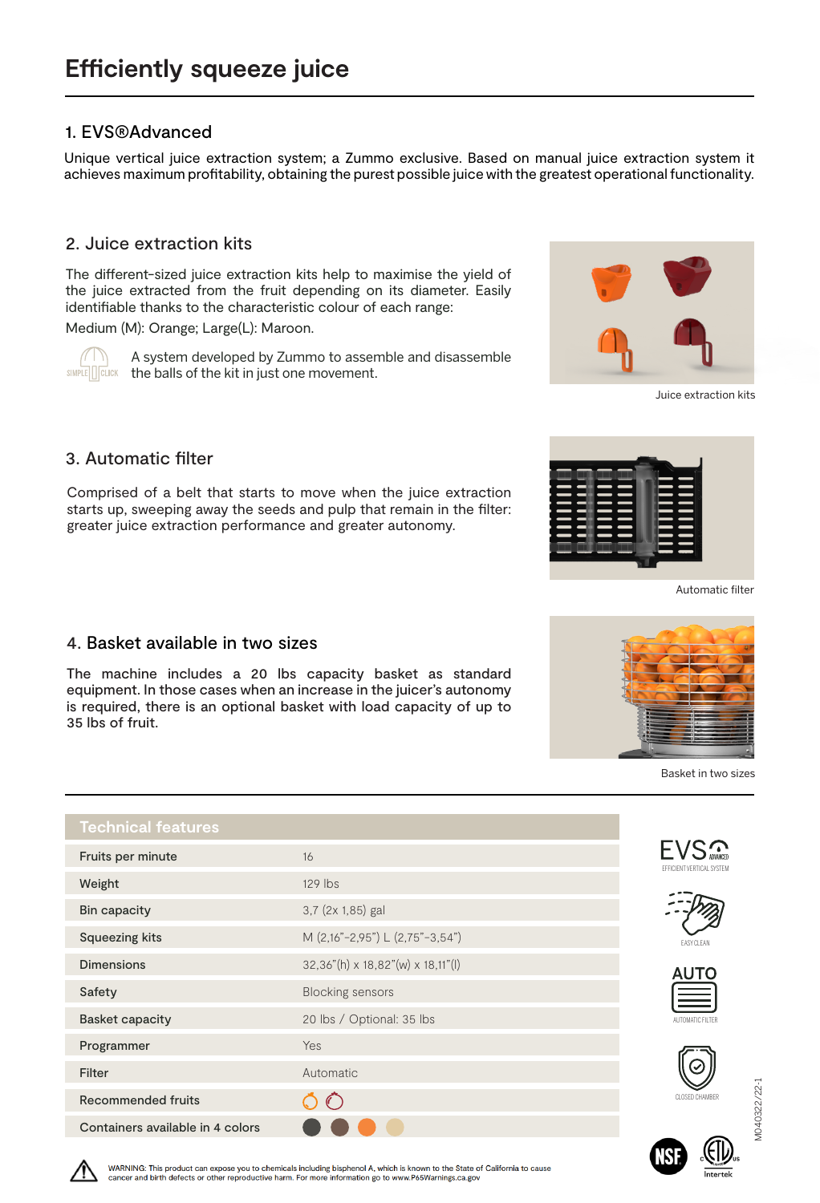# Efficiently squeeze juice

## 1. EVS®Advanced

Unique vertical juice extraction system; a Zummo exclusive. Based on manual juice extraction system it achieves maximum profitability, obtaining the purest possible juice with the greatest operational functionality.

## 2. Juice extraction kits

The different-sized juice extraction kits help to maximise the yield of the juice extracted from the fruit depending on its diameter. Easily identifiable thanks to the characteristic colour of each range:

Medium (M): Orange; Large(L): Maroon.

SIMPLE CLICK — A system developed by Zummo to assemble and disassemble the balls of the kit in just one movement.

Juice extraction kits

## 3. Automatic filter

Comprised of a belt that starts to move when the juice extraction starts up, sweeping away the seeds and pulp that remain in the filter: greater juice extraction performance and greater autonomy.

Automatic filter

## 4. Basket available in two sizes

The machine includes a 20 lbs capacity basket as standard equipment. In those cases when an increase in the juicer's autonomy is required, there is an optional basket with load capacity of up to 35 lbs of fruit.

Basket in two sizes

| Technical features | |
|---|---|
| Fruits per minute | 16 |
| Weight | 129 lbs |
| Bin capacity | 3,7 (2x 1,85) gal |
| Squeezing kits | M (2,16"-2,95") L (2,75"-3,54") |
| Dimensions | 32,36"(h) x 18,82"(w) x 18,11"(l) |
| Safety | Blocking sensors |
| Basket capacity | 20 lbs / Optional: 35 lbs |
| Programmer | Yes |
| Filter | Automatic |
| Recommended fruits | |
| Containers available in 4 colors | |

EVS ADVANCED — EFFICIENT VERTICAL SYSTEM

EASY CLEAN

AUTO — AUTOMATIC FILTER

CLOSED CHAMBER

NSF

c ETL us Intertek

M040322/22-1

WARNING: This product can expose you to chemicals including bisphenol A, which is known to the State of California to cause cancer and birth defects or other reproductive harm. For more information go to www.P65Warnings.ca.gov